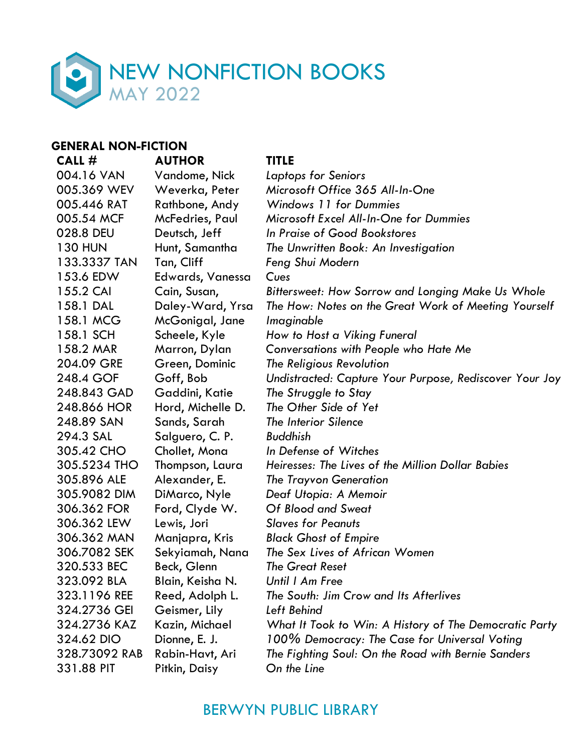# NEW NONFICTION BOOKS
## MAY 2022

### GENERAL NON-FICTION

| CALL # | AUTHOR | TITLE |
|---|---|---|
| 004.16 VAN | Vandome, Nick | *Laptops for Seniors* |
| 005.369 WEV | Weverka, Peter | *Microsoft Office 365 All-In-One* |
| 005.446 RAT | Rathbone, Andy | *Windows 11 for Dummies* |
| 005.54 MCF | McFedries, Paul | *Microsoft Excel All-In-One for Dummies* |
| 028.8 DEU | Deutsch, Jeff | *In Praise of Good Bookstores* |
| 130 HUN | Hunt, Samantha | *The Unwritten Book: An Investigation* |
| 133.3337 TAN | Tan, Cliff | *Feng Shui Modern* |
| 153.6 EDW | Edwards, Vanessa | *Cues* |
| 155.2 CAI | Cain, Susan, | *Bittersweet: How Sorrow and Longing Make Us Whole* |
| 158.1 DAL | Daley-Ward, Yrsa | *The How: Notes on the Great Work of Meeting Yourself* |
| 158.1 MCG | McGonigal, Jane | *Imaginable* |
| 158.1 SCH | Scheele, Kyle | *How to Host a Viking Funeral* |
| 158.2 MAR | Marron, Dylan | *Conversations with People who Hate Me* |
| 204.09 GRE | Green, Dominic | *The Religious Revolution* |
| 248.4 GOF | Goff, Bob | *Undistracted: Capture Your Purpose, Rediscover Your Joy* |
| 248.843 GAD | Gaddini, Katie | *The Struggle to Stay* |
| 248.866 HOR | Hord, Michelle D. | *The Other Side of Yet* |
| 248.89 SAN | Sands, Sarah | *The Interior Silence* |
| 294.3 SAL | Salguero, C. P. | *Buddhish* |
| 305.42 CHO | Chollet, Mona | *In Defense of Witches* |
| 305.5234 THO | Thompson, Laura | *Heiresses: The Lives of the Million Dollar Babies* |
| 305.896 ALE | Alexander, E. | *The Trayvon Generation* |
| 305.9082 DIM | DiMarco, Nyle | *Deaf Utopia: A Memoir* |
| 306.362 FOR | Ford, Clyde W. | *Of Blood and Sweat* |
| 306.362 LEW | Lewis, Jori | *Slaves for Peanuts* |
| 306.362 MAN | Manjapra, Kris | *Black Ghost of Empire* |
| 306.7082 SEK | Sekyiamah, Nana | *The Sex Lives of African Women* |
| 320.533 BEC | Beck, Glenn | *The Great Reset* |
| 323.092 BLA | Blain, Keisha N. | *Until I Am Free* |
| 323.1196 REE | Reed, Adolph L. | *The South: Jim Crow and Its Afterlives* |
| 324.2736 GEI | Geismer, Lily | *Left Behind* |
| 324.2736 KAZ | Kazin, Michael | *What It Took to Win: A History of The Democratic Party* |
| 324.62 DIO | Dionne, E. J. | *100% Democracy: The Case for Universal Voting* |
| 328.73092 RAB | Rabin-Havt, Ari | *The Fighting Soul: On the Road with Bernie Sanders* |
| 331.88 PIT | Pitkin, Daisy | *On the Line* |

BERWYN PUBLIC LIBRARY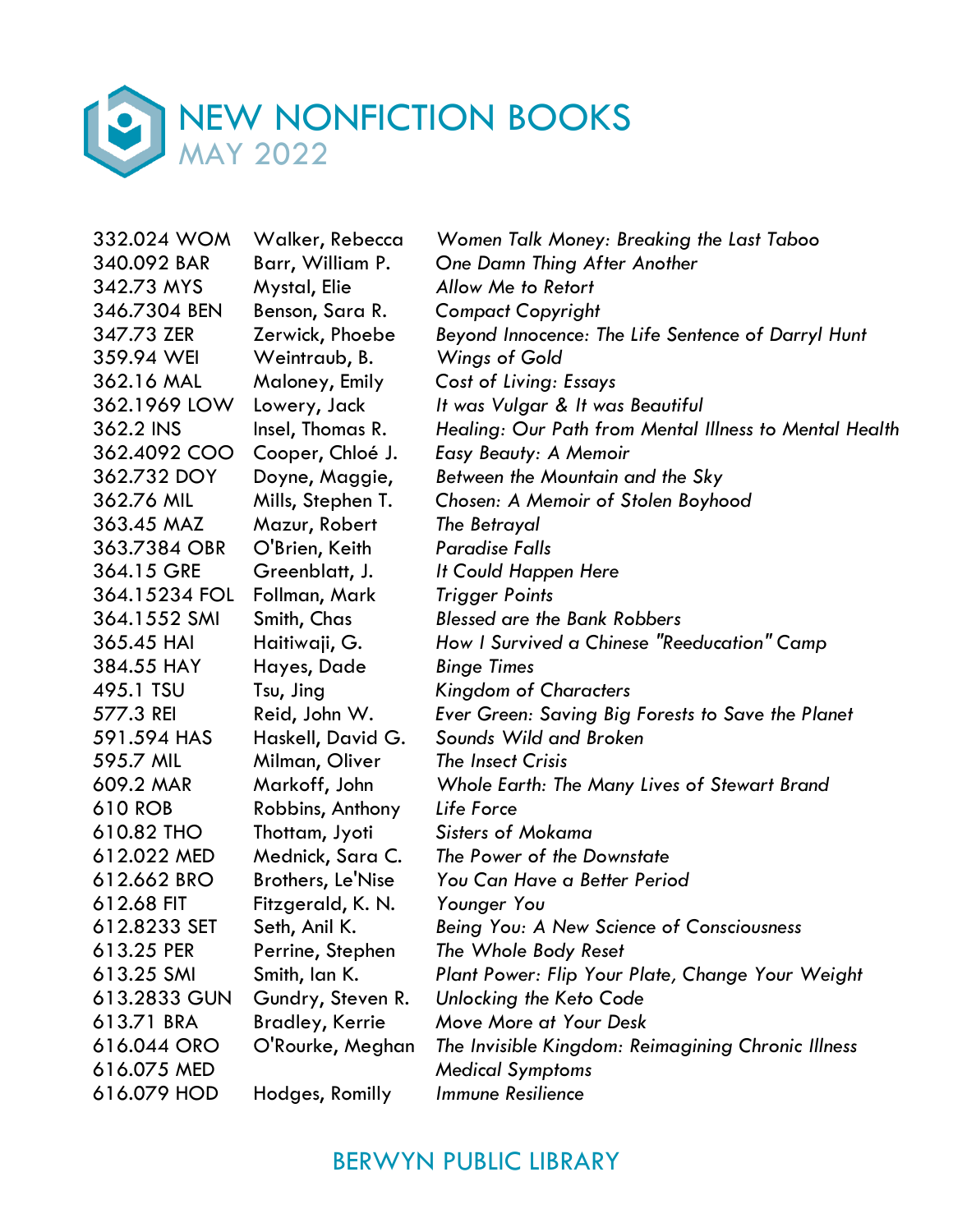# NEW NONFICTION BOOKS
## MAY 2022

| Call Number | Author | Title |
|---|---|---|
| 332.024 WOM | Walker, Rebecca | *Women Talk Money: Breaking the Last Taboo* |
| 340.092 BAR | Barr, William P. | *One Damn Thing After Another* |
| 342.73 MYS | Mystal, Elie | *Allow Me to Retort* |
| 346.7304 BEN | Benson, Sara R. | *Compact Copyright* |
| 347.73 ZER | Zerwick, Phoebe | *Beyond Innocence: The Life Sentence of Darryl Hunt* |
| 359.94 WEI | Weintraub, B. | *Wings of Gold* |
| 362.16 MAL | Maloney, Emily | *Cost of Living: Essays* |
| 362.1969 LOW | Lowery, Jack | *It was Vulgar & It was Beautiful* |
| 362.2 INS | Insel, Thomas R. | *Healing: Our Path from Mental Illness to Mental Health* |
| 362.4092 COO | Cooper, Chloé J. | *Easy Beauty: A Memoir* |
| 362.732 DOY | Doyne, Maggie, | *Between the Mountain and the Sky* |
| 362.76 MIL | Mills, Stephen T. | *Chosen: A Memoir of Stolen Boyhood* |
| 363.45 MAZ | Mazur, Robert | *The Betrayal* |
| 363.7384 OBR | O'Brien, Keith | *Paradise Falls* |
| 364.15 GRE | Greenblatt, J. | *It Could Happen Here* |
| 364.15234 FOL | Follman, Mark | *Trigger Points* |
| 364.1552 SMI | Smith, Chas | *Blessed are the Bank Robbers* |
| 365.45 HAI | Haitiwaji, G. | *How I Survived a Chinese "Reeducation" Camp* |
| 384.55 HAY | Hayes, Dade | *Binge Times* |
| 495.1 TSU | Tsu, Jing | *Kingdom of Characters* |
| 577.3 REI | Reid, John W. | *Ever Green: Saving Big Forests to Save the Planet* |
| 591.594 HAS | Haskell, David G. | *Sounds Wild and Broken* |
| 595.7 MIL | Milman, Oliver | *The Insect Crisis* |
| 609.2 MAR | Markoff, John | *Whole Earth: The Many Lives of Stewart Brand* |
| 610 ROB | Robbins, Anthony | *Life Force* |
| 610.82 THO | Thottam, Jyoti | *Sisters of Mokama* |
| 612.022 MED | Mednick, Sara C. | *The Power of the Downstate* |
| 612.662 BRO | Brothers, Le'Nise | *You Can Have a Better Period* |
| 612.68 FIT | Fitzgerald, K. N. | *Younger You* |
| 612.8233 SET | Seth, Anil K. | *Being You: A New Science of Consciousness* |
| 613.25 PER | Perrine, Stephen | *The Whole Body Reset* |
| 613.25 SMI | Smith, Ian K. | *Plant Power: Flip Your Plate, Change Your Weight* |
| 613.2833 GUN | Gundry, Steven R. | *Unlocking the Keto Code* |
| 613.71 BRA | Bradley, Kerrie | *Move More at Your Desk* |
| 616.044 ORO | O'Rourke, Meghan | *The Invisible Kingdom: Reimagining Chronic Illness* |
| 616.075 MED | | *Medical Symptoms* |
| 616.079 HOD | Hodges, Romilly | *Immune Resilience* |

BERWYN PUBLIC LIBRARY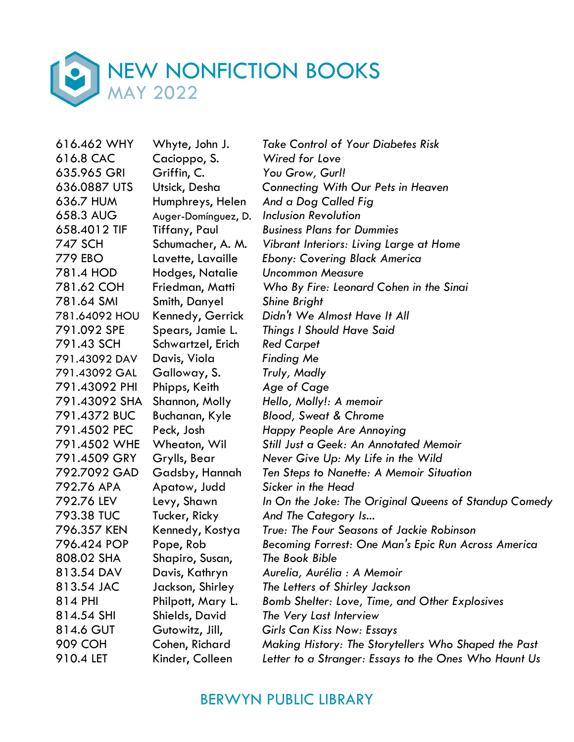# NEW NONFICTION BOOKS

## MAY 2022

| | | |
|---|---|---|
| 616.462 WHY | Whyte, John J. | *Take Control of Your Diabetes Risk* |
| 616.8 CAC | Cacioppo, S. | *Wired for Love* |
| 635.965 GRI | Griffin, C. | *You Grow, Gurl!* |
| 636.0887 UTS | Utsick, Desha | *Connecting With Our Pets in Heaven* |
| 636.7 HUM | Humphreys, Helen | *And a Dog Called Fig* |
| 658.3 AUG | Auger-Domínguez, D. | *Inclusion Revolution* |
| 658.4012 TIF | Tiffany, Paul | *Business Plans for Dummies* |
| 747 SCH | Schumacher, A. M. | *Vibrant Interiors: Living Large at Home* |
| 779 EBO | Lavette, Lavaille | *Ebony: Covering Black America* |
| 781.4 HOD | Hodges, Natalie | *Uncommon Measure* |
| 781.62 COH | Friedman, Matti | *Who By Fire: Leonard Cohen in the Sinai* |
| 781.64 SMI | Smith, Danyel | *Shine Bright* |
| 781.64092 HOU | Kennedy, Gerrick | *Didn't We Almost Have It All* |
| 791.092 SPE | Spears, Jamie L. | *Things I Should Have Said* |
| 791.43 SCH | Schwartzel, Erich | *Red Carpet* |
| 791.43092 DAV | Davis, Viola | *Finding Me* |
| 791.43092 GAL | Galloway, S. | *Truly, Madly* |
| 791.43092 PHI | Phipps, Keith | *Age of Cage* |
| 791.43092 SHA | Shannon, Molly | *Hello, Molly!: A memoir* |
| 791.4372 BUC | Buchanan, Kyle | *Blood, Sweat & Chrome* |
| 791.4502 PEC | Peck, Josh | *Happy People Are Annoying* |
| 791.4502 WHE | Wheaton, Wil | *Still Just a Geek: An Annotated Memoir* |
| 791.4509 GRY | Grylls, Bear | *Never Give Up: My Life in the Wild* |
| 792.7092 GAD | Gadsby, Hannah | *Ten Steps to Nanette: A Memoir Situation* |
| 792.76 APA | Apatow, Judd | *Sicker in the Head* |
| 792.76 LEV | Levy, Shawn | *In On the Joke: The Original Queens of Standup Comedy* |
| 793.38 TUC | Tucker, Ricky | *And The Category Is...* |
| 796.357 KEN | Kennedy, Kostya | *True: The Four Seasons of Jackie Robinson* |
| 796.424 POP | Pope, Rob | *Becoming Forrest: One Man's Epic Run Across America* |
| 808.02 SHA | Shapiro, Susan, | *The Book Bible* |
| 813.54 DAV | Davis, Kathryn | *Aurelia, Aurélia : A Memoir* |
| 813.54 JAC | Jackson, Shirley | *The Letters of Shirley Jackson* |
| 814 PHI | Philpott, Mary L. | *Bomb Shelter: Love, Time, and Other Explosives* |
| 814.54 SHI | Shields, David | *The Very Last Interview* |
| 814.6 GUT | Gutowitz, Jill, | *Girls Can Kiss Now: Essays* |
| 909 COH | Cohen, Richard | *Making History: The Storytellers Who Shaped the Past* |
| 910.4 LET | Kinder, Colleen | *Letter to a Stranger: Essays to the Ones Who Haunt Us* |

BERWYN PUBLIC LIBRARY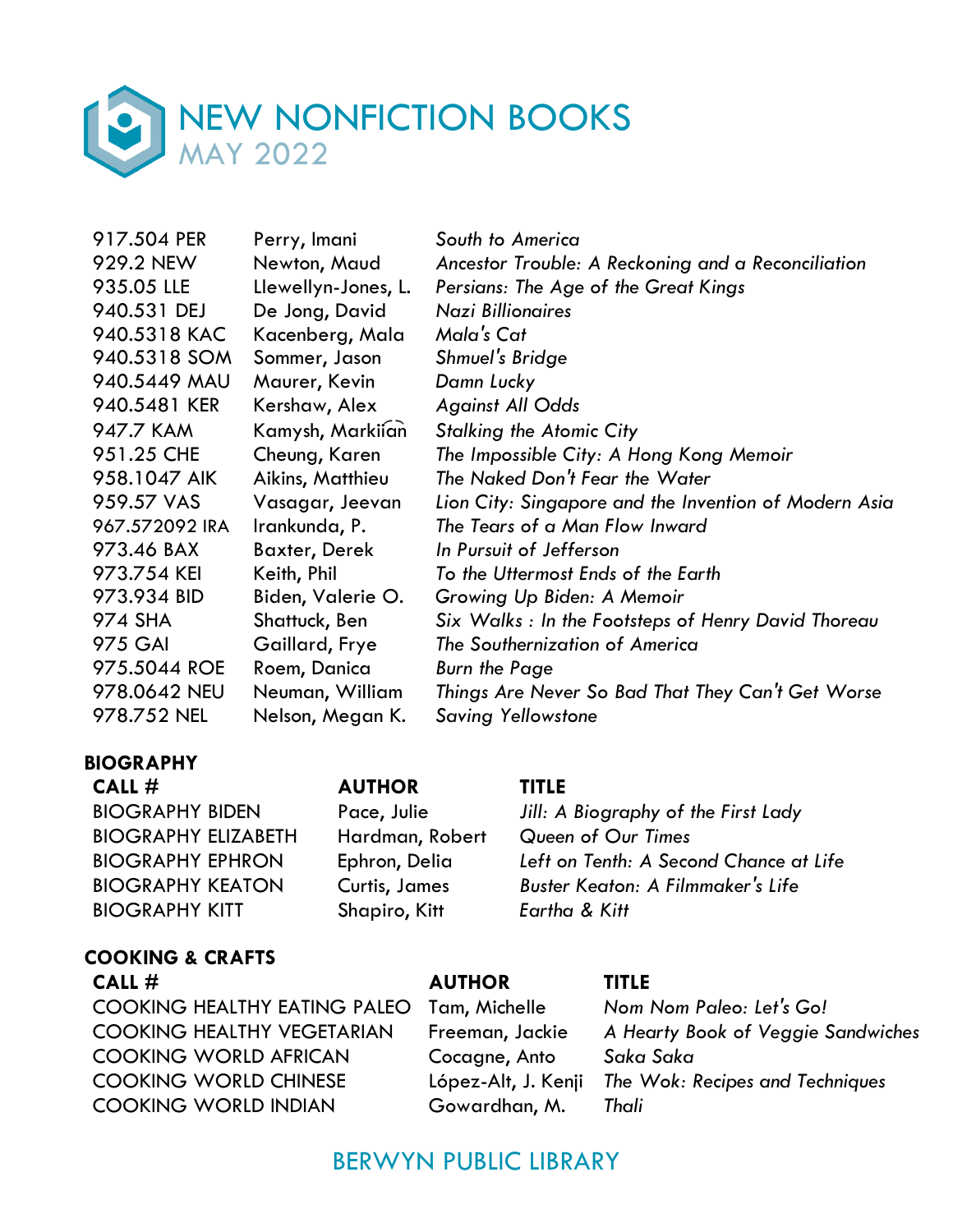# NEW NONFICTION BOOKS
## MAY 2022

| | | |
|---|---|---|
| 917.504 PER | Perry, Imani | *South to America* |
| 929.2 NEW | Newton, Maud | *Ancestor Trouble: A Reckoning and a Reconciliation* |
| 935.05 LLE | Llewellyn-Jones, L. | *Persians: The Age of the Great Kings* |
| 940.531 DEJ | De Jong, David | *Nazi Billionaires* |
| 940.5318 KAC | Kacenberg, Mala | *Mala's Cat* |
| 940.5318 SOM | Sommer, Jason | *Shmuel's Bridge* |
| 940.5449 MAU | Maurer, Kevin | *Damn Lucky* |
| 940.5481 KER | Kershaw, Alex | *Against All Odds* |
| 947.7 KAM | Kamysh, Markii͡an | *Stalking the Atomic City* |
| 951.25 CHE | Cheung, Karen | *The Impossible City: A Hong Kong Memoir* |
| 958.1047 AIK | Aikins, Matthieu | *The Naked Don't Fear the Water* |
| 959.57 VAS | Vasagar, Jeevan | *Lion City: Singapore and the Invention of Modern Asia* |
| 967.572092 IRA | Irankunda, P. | *The Tears of a Man Flow Inward* |
| 973.46 BAX | Baxter, Derek | *In Pursuit of Jefferson* |
| 973.754 KEI | Keith, Phil | *To the Uttermost Ends of the Earth* |
| 973.934 BID | Biden, Valerie O. | *Growing Up Biden: A Memoir* |
| 974 SHA | Shattuck, Ben | *Six Walks : In the Footsteps of Henry David Thoreau* |
| 975 GAI | Gaillard, Frye | *The Southernization of America* |
| 975.5044 ROE | Roem, Danica | *Burn the Page* |
| 978.0642 NEU | Neuman, William | *Things Are Never So Bad That They Can't Get Worse* |
| 978.752 NEL | Nelson, Megan K. | *Saving Yellowstone* |

### BIOGRAPHY

| CALL # | AUTHOR | TITLE |
|---|---|---|
| BIOGRAPHY BIDEN | Pace, Julie | *Jill: A Biography of the First Lady* |
| BIOGRAPHY ELIZABETH | Hardman, Robert | *Queen of Our Times* |
| BIOGRAPHY EPHRON | Ephron, Delia | *Left on Tenth: A Second Chance at Life* |
| BIOGRAPHY KEATON | Curtis, James | *Buster Keaton: A Filmmaker's Life* |
| BIOGRAPHY KITT | Shapiro, Kitt | *Eartha & Kitt* |

### COOKING & CRAFTS

| CALL # | AUTHOR | TITLE |
|---|---|---|
| COOKING HEALTHY EATING PALEO | Tam, Michelle | *Nom Nom Paleo: Let's Go!* |
| COOKING HEALTHY VEGETARIAN | Freeman, Jackie | *A Hearty Book of Veggie Sandwiches* |
| COOKING WORLD AFRICAN | Cocagne, Anto | *Saka Saka* |
| COOKING WORLD CHINESE | López-Alt, J. Kenji | *The Wok: Recipes and Techniques* |
| COOKING WORLD INDIAN | Gowardhan, M. | *Thali* |

BERWYN PUBLIC LIBRARY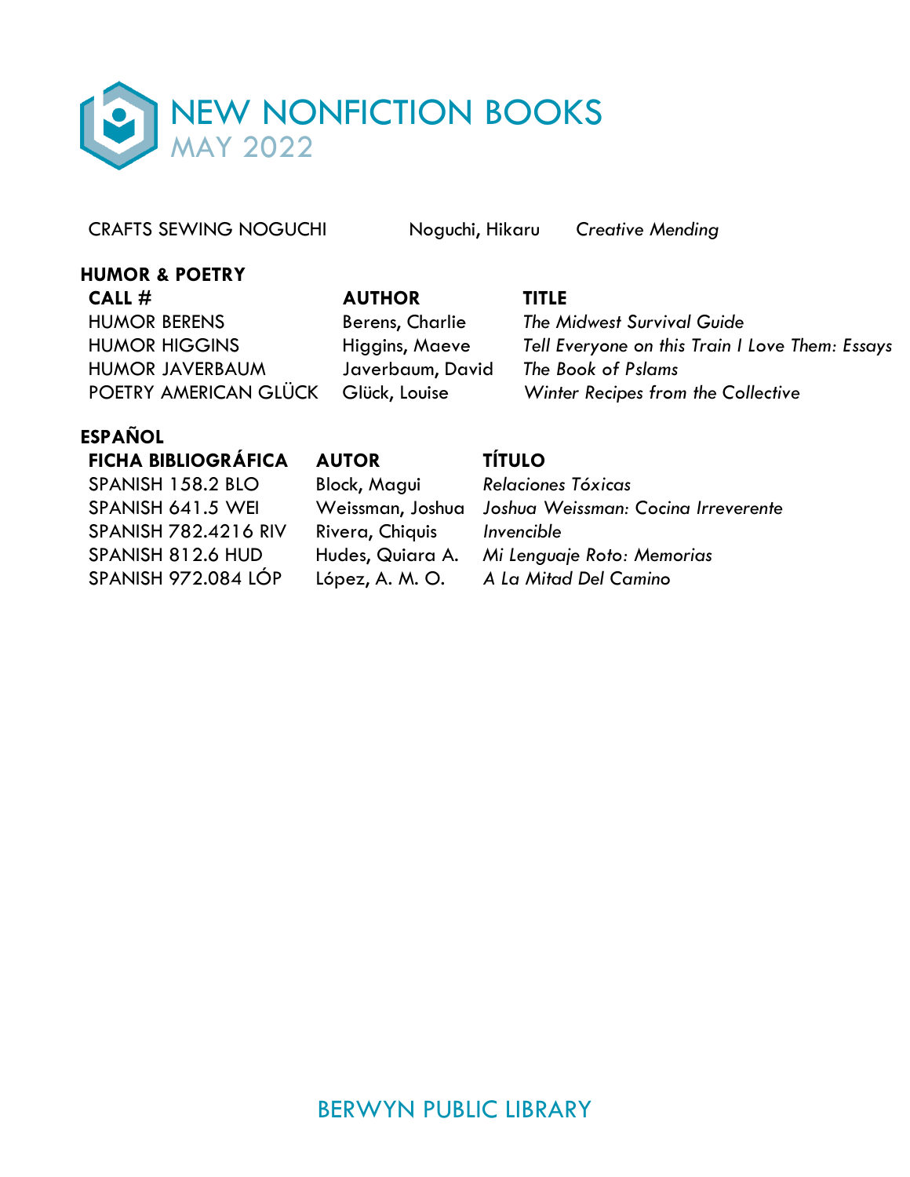# NEW NONFICTION BOOKS

MAY 2022

| | | |
|---|---|---|
| CRAFTS SEWING NOGUCHI | Noguchi, Hikaru | *Creative Mending* |

## HUMOR & POETRY

| CALL # | AUTHOR | TITLE |
|---|---|---|
| HUMOR BERENS | Berens, Charlie | *The Midwest Survival Guide* |
| HUMOR HIGGINS | Higgins, Maeve | *Tell Everyone on this Train I Love Them: Essays* |
| HUMOR JAVERBAUM | Javerbaum, David | *The Book of Pslams* |
| POETRY AMERICAN GLÜCK | Glück, Louise | *Winter Recipes from the Collective* |

## ESPAÑOL

| FICHA BIBLIOGRÁFICA | AUTOR | TÍTULO |
|---|---|---|
| SPANISH 158.2 BLO | Block, Magui | *Relaciones Tóxicas* |
| SPANISH 641.5 WEI | Weissman, Joshua | *Joshua Weissman: Cocina Irreverente* |
| SPANISH 782.4216 RIV | Rivera, Chiquis | *Invencible* |
| SPANISH 812.6 HUD | Hudes, Quiara A. | *Mi Lenguaje Roto: Memorias* |
| SPANISH 972.084 LÓP | López, A. M. O. | *A La Mitad Del Camino* |

BERWYN PUBLIC LIBRARY